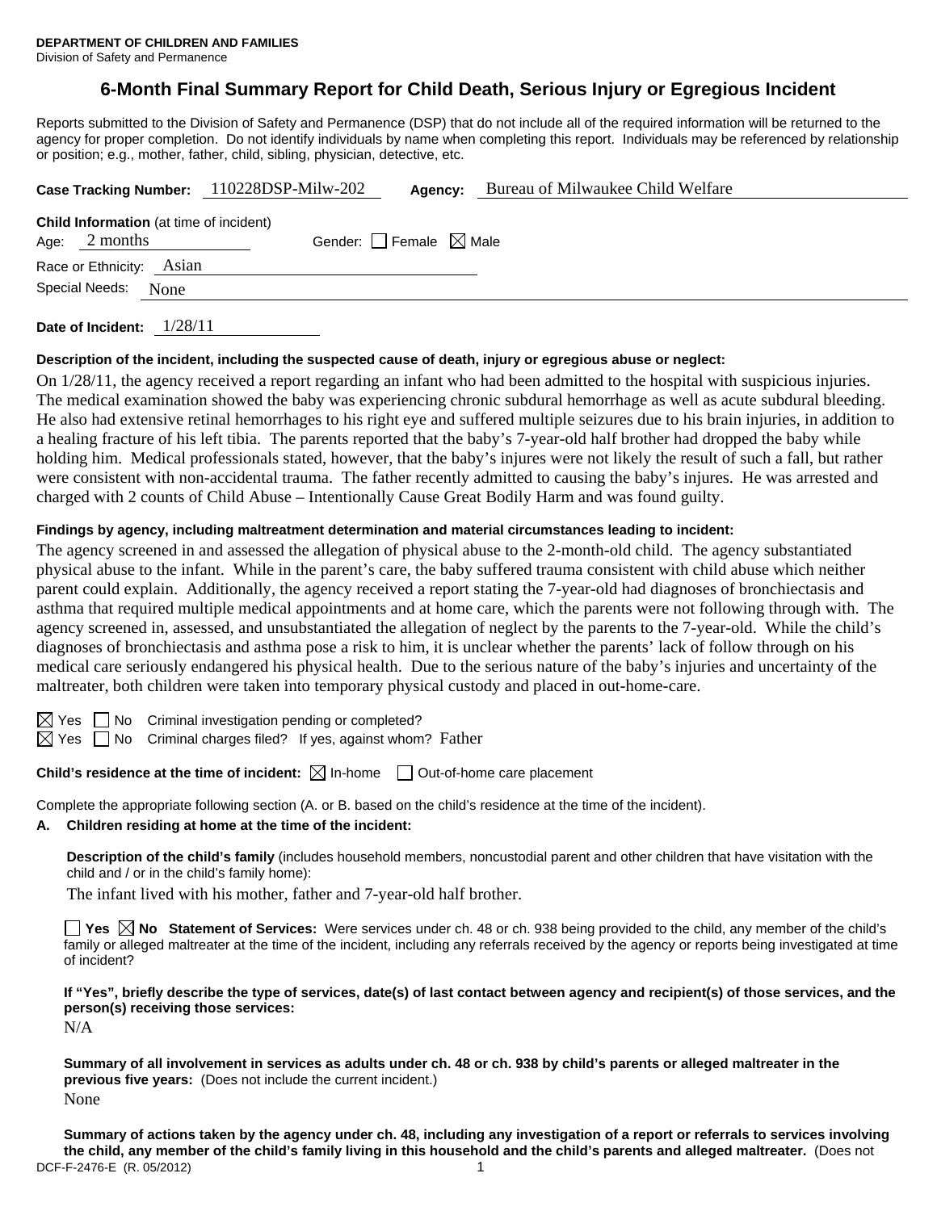**DEPARTMENT OF CHILDREN AND FAMILIES**
Division of Safety and Permanence

# 6-Month Final Summary Report for Child Death, Serious Injury or Egregious Incident

Reports submitted to the Division of Safety and Permanence (DSP) that do not include all of the required information will be returned to the agency for proper completion. Do not identify individuals by name when completing this report. Individuals may be referenced by relationship or position; e.g., mother, father, child, sibling, physician, detective, etc.

**Case Tracking Number:** 110228DSP-Milw-202 **Agency:** Bureau of Milwaukee Child Welfare

**Child Information** (at time of incident)
Age: 2 months Gender: ☐ Female ☒ Male
Race or Ethnicity: Asian
Special Needs: None

**Date of Incident:** 1/28/11

**Description of the incident, including the suspected cause of death, injury or egregious abuse or neglect:**

On 1/28/11, the agency received a report regarding an infant who had been admitted to the hospital with suspicious injuries. The medical examination showed the baby was experiencing chronic subdural hemorrhage as well as acute subdural bleeding. He also had extensive retinal hemorrhages to his right eye and suffered multiple seizures due to his brain injuries, in addition to a healing fracture of his left tibia. The parents reported that the baby's 7-year-old half brother had dropped the baby while holding him. Medical professionals stated, however, that the baby's injures were not likely the result of such a fall, but rather were consistent with non-accidental trauma. The father recently admitted to causing the baby's injures. He was arrested and charged with 2 counts of Child Abuse – Intentionally Cause Great Bodily Harm and was found guilty.

**Findings by agency, including maltreatment determination and material circumstances leading to incident:**

The agency screened in and assessed the allegation of physical abuse to the 2-month-old child. The agency substantiated physical abuse to the infant. While in the parent's care, the baby suffered trauma consistent with child abuse which neither parent could explain. Additionally, the agency received a report stating the 7-year-old had diagnoses of bronchiectasis and asthma that required multiple medical appointments and at home care, which the parents were not following through with. The agency screened in, assessed, and unsubstantiated the allegation of neglect by the parents to the 7-year-old. While the child's diagnoses of bronchiectasis and asthma pose a risk to him, it is unclear whether the parents' lack of follow through on his medical care seriously endangered his physical health. Due to the serious nature of the baby's injuries and uncertainty of the maltreater, both children were taken into temporary physical custody and placed in out-home-care.

☒ Yes ☐ No Criminal investigation pending or completed?
☒ Yes ☐ No Criminal charges filed? If yes, against whom? Father

**Child's residence at the time of incident:** ☒ In-home ☐ Out-of-home care placement

Complete the appropriate following section (A. or B. based on the child's residence at the time of the incident).

**A. Children residing at home at the time of the incident:**

**Description of the child's family** (includes household members, noncustodial parent and other children that have visitation with the child and / or in the child's family home):

The infant lived with his mother, father and 7-year-old half brother.

☐ **Yes** ☒ **No** **Statement of Services:** Were services under ch. 48 or ch. 938 being provided to the child, any member of the child's family or alleged maltreater at the time of the incident, including any referrals received by the agency or reports being investigated at time of incident?

**If "Yes", briefly describe the type of services, date(s) of last contact between agency and recipient(s) of those services, and the person(s) receiving those services:**

N/A

**Summary of all involvement in services as adults under ch. 48 or ch. 938 by child's parents or alleged maltreater in the previous five years:** (Does not include the current incident.)

None

**Summary of actions taken by the agency under ch. 48, including any investigation of a report or referrals to services involving the child, any member of the child's family living in this household and the child's parents and alleged maltreater.** (Does not

DCF-F-2476-E (R. 05/2012)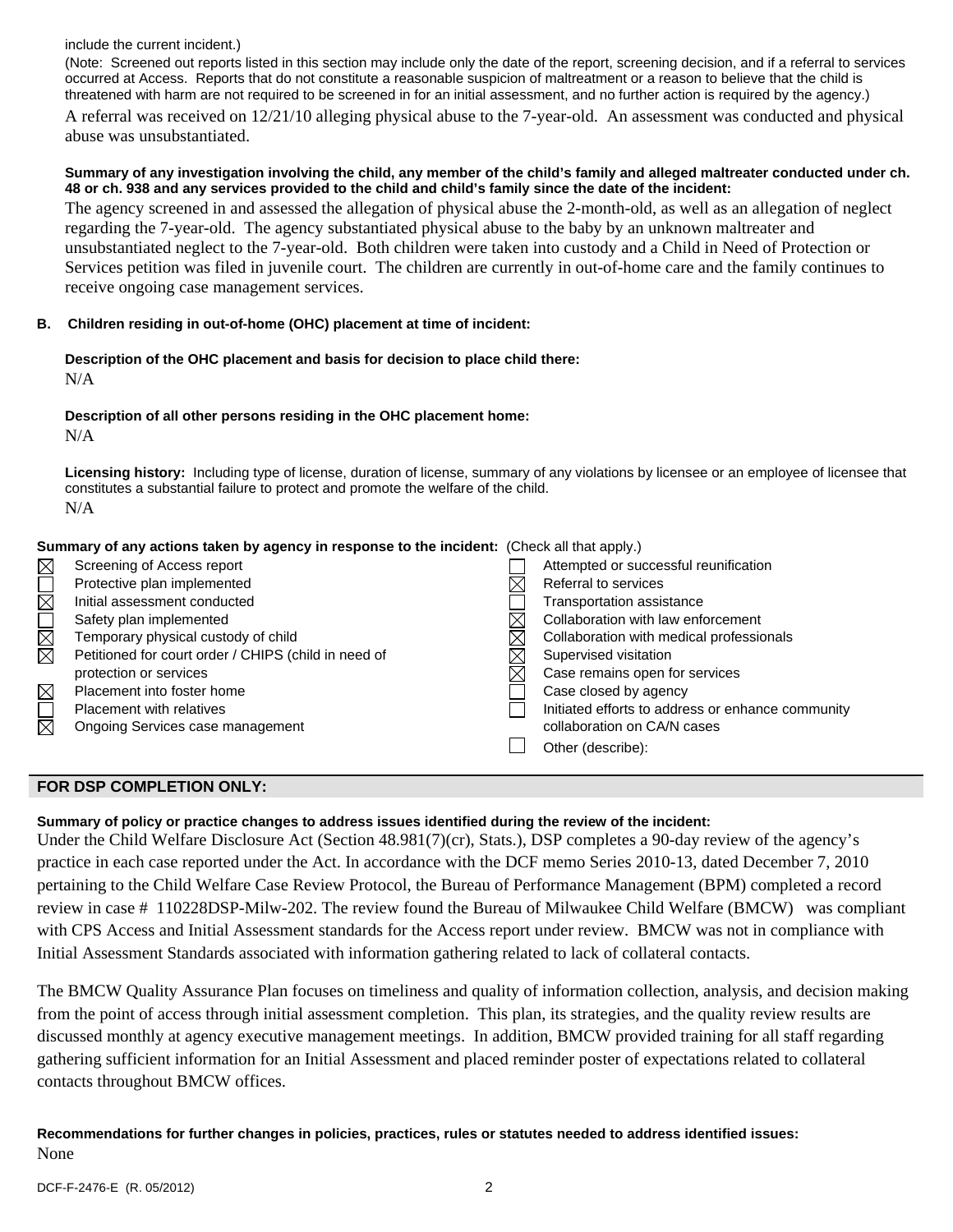include the current incident.)

(Note: Screened out reports listed in this section may include only the date of the report, screening decision, and if a referral to services occurred at Access. Reports that do not constitute a reasonable suspicion of maltreatment or a reason to believe that the child is threatened with harm are not required to be screened in for an initial assessment, and no further action is required by the agency.)

A referral was received on 12/21/10 alleging physical abuse to the 7-year-old. An assessment was conducted and physical abuse was unsubstantiated.

**Summary of any investigation involving the child, any member of the child's family and alleged maltreater conducted under ch. 48 or ch. 938 and any services provided to the child and child's family since the date of the incident:**

The agency screened in and assessed the allegation of physical abuse the 2-month-old, as well as an allegation of neglect regarding the 7-year-old. The agency substantiated physical abuse to the baby by an unknown maltreater and unsubstantiated neglect to the 7-year-old. Both children were taken into custody and a Child in Need of Protection or Services petition was filed in juvenile court. The children are currently in out-of-home care and the family continues to receive ongoing case management services.

**B. Children residing in out-of-home (OHC) placement at time of incident:**

**Description of the OHC placement and basis for decision to place child there:**

N/A

**Description of all other persons residing in the OHC placement home:**

N/A

**Licensing history:** Including type of license, duration of license, summary of any violations by licensee or an employee of licensee that constitutes a substantial failure to protect and promote the welfare of the child.

N/A

**Summary of any actions taken by agency in response to the incident:** (Check all that apply.)

- ☒ Screening of Access report
- ☐ Protective plan implemented
- ☒ Initial assessment conducted
- ☐ Safety plan implemented
- ☒ Temporary physical custody of child
- ☒ Petitioned for court order / CHIPS (child in need of protection or services
- ☒ Placement into foster home
- ☐ Placement with relatives
- ☒ Ongoing Services case management
- ☐ Attempted or successful reunification
- ☒ Referral to services
- ☐ Transportation assistance
- ☒ Collaboration with law enforcement
- ☒ Collaboration with medical professionals
- ☒ Supervised visitation
- ☒ Case remains open for services
- ☐ Case closed by agency
- ☐ Initiated efforts to address or enhance community collaboration on CA/N cases
- ☐ Other (describe):

## FOR DSP COMPLETION ONLY:

**Summary of policy or practice changes to address issues identified during the review of the incident:**

Under the Child Welfare Disclosure Act (Section 48.981(7)(cr), Stats.), DSP completes a 90-day review of the agency's practice in each case reported under the Act. In accordance with the DCF memo Series 2010-13, dated December 7, 2010 pertaining to the Child Welfare Case Review Protocol, the Bureau of Performance Management (BPM) completed a record review in case # 110228DSP-Milw-202. The review found the Bureau of Milwaukee Child Welfare (BMCW) was compliant with CPS Access and Initial Assessment standards for the Access report under review. BMCW was not in compliance with Initial Assessment Standards associated with information gathering related to lack of collateral contacts.

The BMCW Quality Assurance Plan focuses on timeliness and quality of information collection, analysis, and decision making from the point of access through initial assessment completion. This plan, its strategies, and the quality review results are discussed monthly at agency executive management meetings. In addition, BMCW provided training for all staff regarding gathering sufficient information for an Initial Assessment and placed reminder poster of expectations related to collateral contacts throughout BMCW offices.

**Recommendations for further changes in policies, practices, rules or statutes needed to address identified issues:**

None

DCF-F-2476-E (R. 05/2012)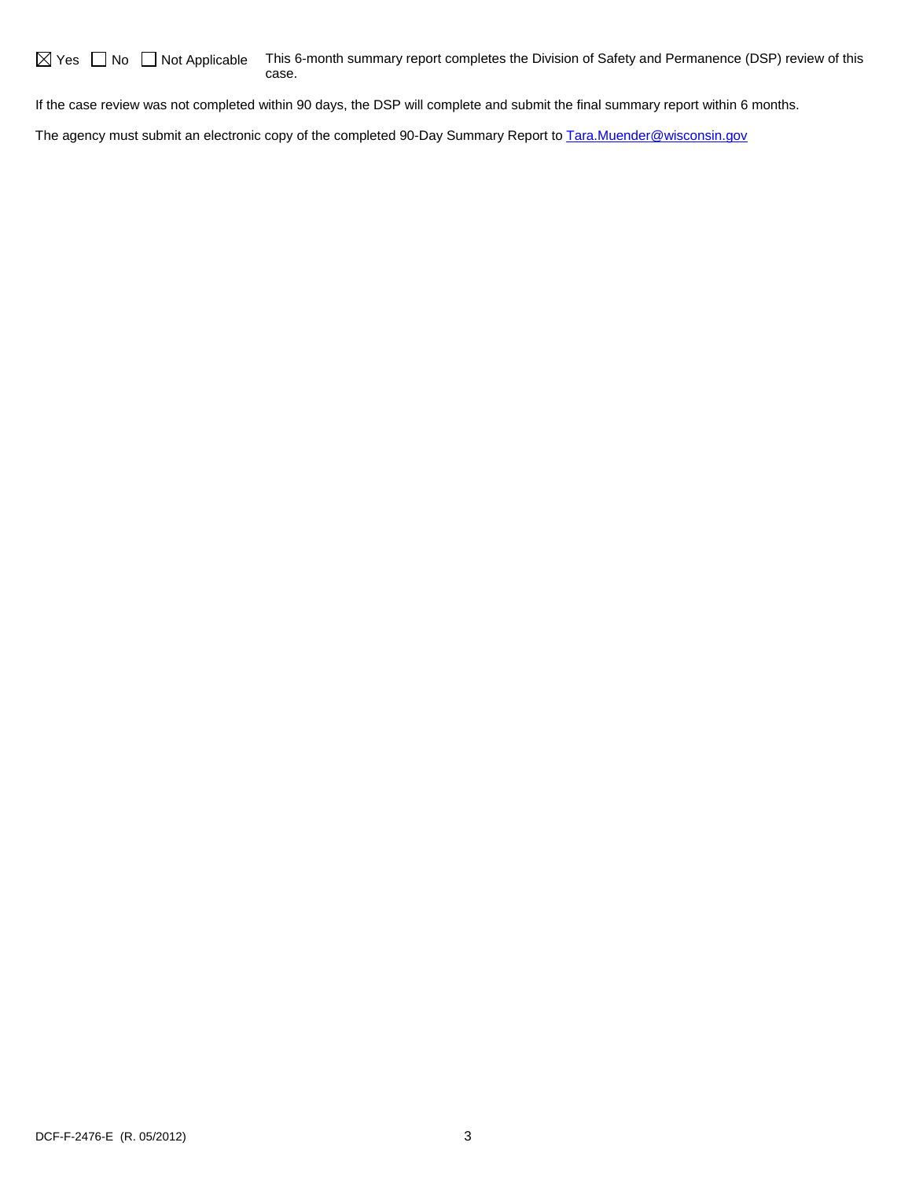☒ Yes ☐ No ☐ Not Applicable This 6-month summary report completes the Division of Safety and Permanence (DSP) review of this case.

If the case review was not completed within 90 days, the DSP will complete and submit the final summary report within 6 months.

The agency must submit an electronic copy of the completed 90-Day Summary Report to [Tara.Muender@wisconsin.gov](mailto:Tara.Muender@wisconsin.gov)

DCF-F-2476-E (R. 05/2012)